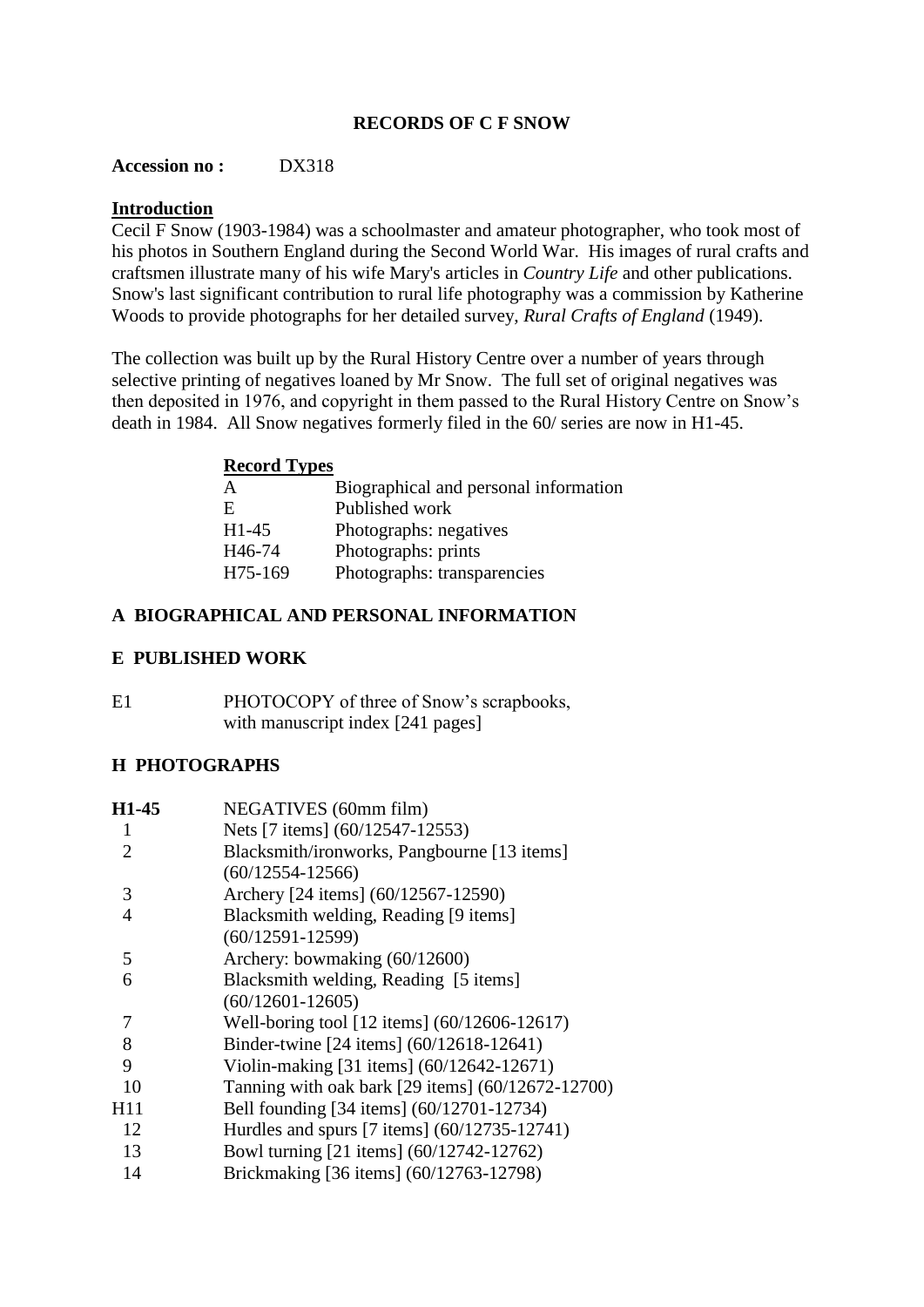# RECORDS OF C F SNOW

**Accession no :** DX318

## Introduction

Cecil F Snow (1903-1984) was a schoolmaster and amateur photographer, who took most of his photos in Southern England during the Second World War. His images of rural crafts and craftsmen illustrate many of his wife Mary's articles in *Country Life* and other publications. Snow's last significant contribution to rural life photography was a commission by Katherine Woods to provide photographs for her detailed survey, *Rural Crafts of England* (1949).

The collection was built up by the Rural History Centre over a number of years through selective printing of negatives loaned by Mr Snow. The full set of original negatives was then deposited in 1976, and copyright in them passed to the Rural History Centre on Snow's death in 1984. All Snow negatives formerly filed in the 60/ series are now in H1-45.

**Record Types**

| | |
|---|---|
| A | Biographical and personal information |
| E | Published work |
| H1-45 | Photographs: negatives |
| H46-74 | Photographs: prints |
| H75-169 | Photographs: transparencies |

## A BIOGRAPHICAL AND PERSONAL INFORMATION

## E PUBLISHED WORK

| | |
|---|---|
| E1 | PHOTOCOPY of three of Snow's scrapbooks, with manuscript index [241 pages] |

## H PHOTOGRAPHS

| | |
|---|---|
| **H1-45** | NEGATIVES (60mm film) |
| 1 | Nets [7 items] (60/12547-12553) |
| 2 | Blacksmith/ironworks, Pangbourne [13 items] (60/12554-12566) |
| 3 | Archery [24 items] (60/12567-12590) |
| 4 | Blacksmith welding, Reading [9 items] (60/12591-12599) |
| 5 | Archery: bowmaking (60/12600) |
| 6 | Blacksmith welding, Reading [5 items] (60/12601-12605) |
| 7 | Well-boring tool [12 items] (60/12606-12617) |
| 8 | Binder-twine [24 items] (60/12618-12641) |
| 9 | Violin-making [31 items] (60/12642-12671) |
| 10 | Tanning with oak bark [29 items] (60/12672-12700) |
| H11 | Bell founding [34 items] (60/12701-12734) |
| 12 | Hurdles and spurs [7 items] (60/12735-12741) |
| 13 | Bowl turning [21 items] (60/12742-12762) |
| 14 | Brickmaking [36 items] (60/12763-12798) |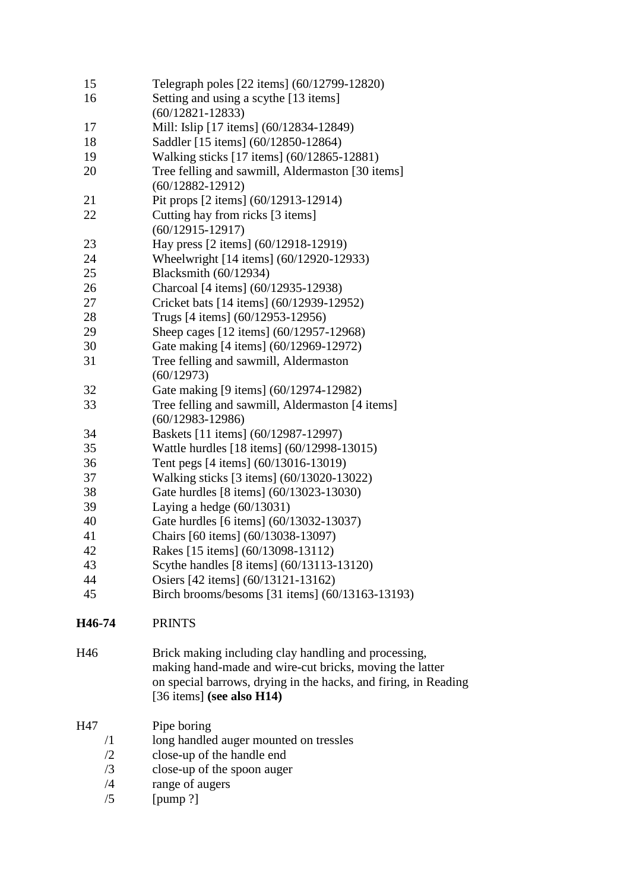15 Telegraph poles [22 items] (60/12799-12820)
16 Setting and using a scythe [13 items] (60/12821-12833)
17 Mill: Islip [17 items] (60/12834-12849)
18 Saddler [15 items] (60/12850-12864)
19 Walking sticks [17 items] (60/12865-12881)
20 Tree felling and sawmill, Aldermaston [30 items] (60/12882-12912)
21 Pit props [2 items] (60/12913-12914)
22 Cutting hay from ricks [3 items] (60/12915-12917)
23 Hay press [2 items] (60/12918-12919)
24 Wheelwright [14 items] (60/12920-12933)
25 Blacksmith (60/12934)
26 Charcoal [4 items] (60/12935-12938)
27 Cricket bats [14 items] (60/12939-12952)
28 Trugs [4 items] (60/12953-12956)
29 Sheep cages [12 items] (60/12957-12968)
30 Gate making [4 items] (60/12969-12972)
31 Tree felling and sawmill, Aldermaston (60/12973)
32 Gate making [9 items] (60/12974-12982)
33 Tree felling and sawmill, Aldermaston [4 items] (60/12983-12986)
34 Baskets [11 items] (60/12987-12997)
35 Wattle hurdles [18 items] (60/12998-13015)
36 Tent pegs [4 items] (60/13016-13019)
37 Walking sticks [3 items] (60/13020-13022)
38 Gate hurdles [8 items] (60/13023-13030)
39 Laying a hedge (60/13031)
40 Gate hurdles [6 items] (60/13032-13037)
41 Chairs [60 items] (60/13038-13097)
42 Rakes [15 items] (60/13098-13112)
43 Scythe handles [8 items] (60/13113-13120)
44 Osiers [42 items] (60/13121-13162)
45 Birch brooms/besoms [31 items] (60/13163-13193)

**H46-74** PRINTS

H46 Brick making including clay handling and processing, making hand-made and wire-cut bricks, moving the latter on special barrows, drying in the hacks, and firing, in Reading [36 items] **(see also H14)**

H47 Pipe boring
/1 long handled auger mounted on tressles
/2 close-up of the handle end
/3 close-up of the spoon auger
/4 range of augers
/5 [pump ?]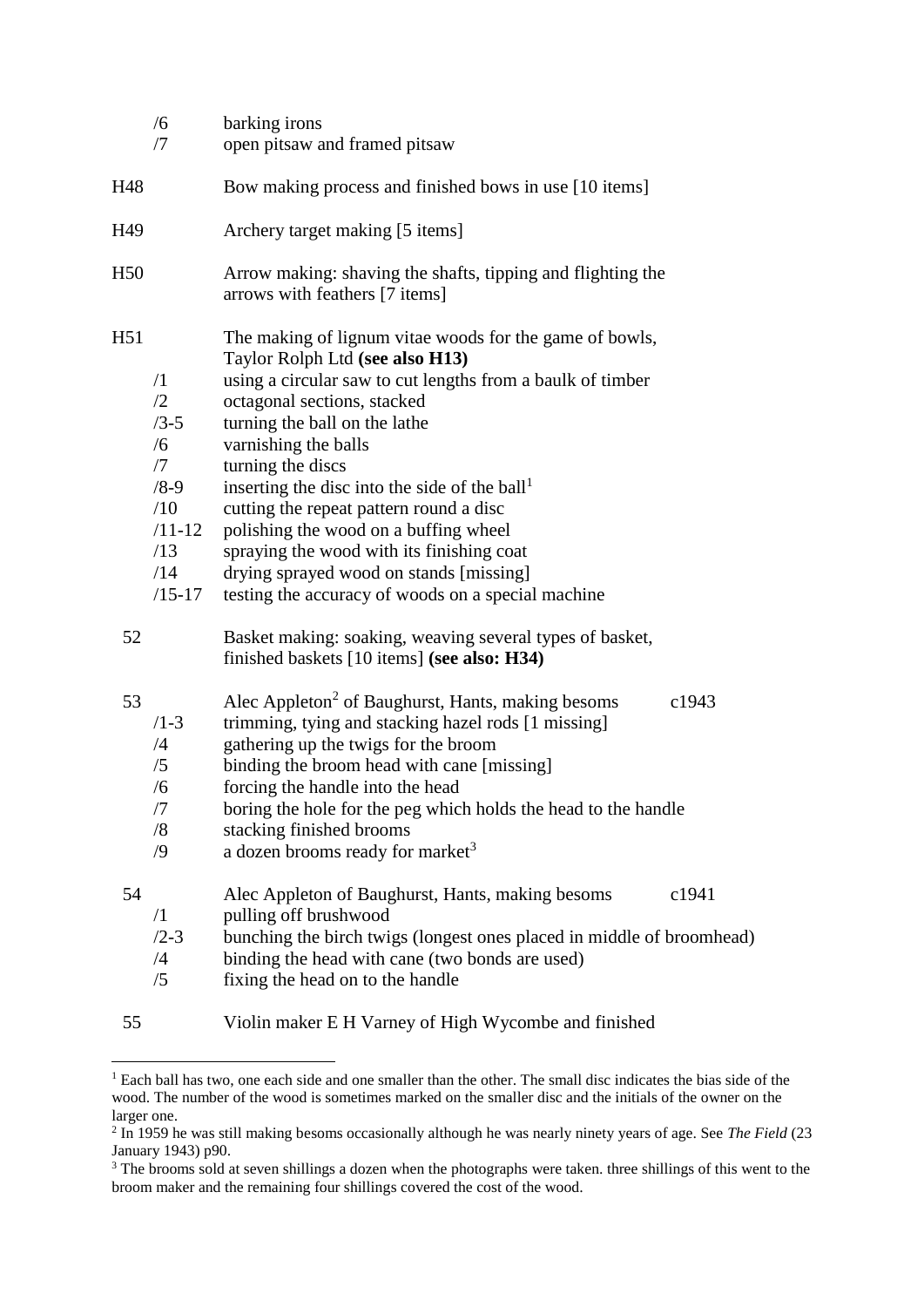| | | | |
|---|---|---|---|
| | /6 | barking irons | |
| | /7 | open pitsaw and framed pitsaw | |
| H48 | | Bow making process and finished bows in use [10 items] | |
| H49 | | Archery target making [5 items] | |
| H50 | | Arrow making: shaving the shafts, tipping and flighting the arrows with feathers [7 items] | |
| H51 | | The making of lignum vitae woods for the game of bowls, Taylor Rolph Ltd **(see also H13)** | |
| | /1 | using a circular saw to cut lengths from a baulk of timber | |
| | /2 | octagonal sections, stacked | |
| | /3-5 | turning the ball on the lathe | |
| | /6 | varnishing the balls | |
| | /7 | turning the discs | |
| | /8-9 | inserting the disc into the side of the ball[1] | |
| | /10 | cutting the repeat pattern round a disc | |
| | /11-12 | polishing the wood on a buffing wheel | |
| | /13 | spraying the wood with its finishing coat | |
| | /14 | drying sprayed wood on stands [missing] | |
| | /15-17 | testing the accuracy of woods on a special machine | |
| 52 | | Basket making: soaking, weaving several types of basket, finished baskets [10 items] **(see also: H34)** | |
| 53 | | Alec Appleton[2] of Baughurst, Hants, making besoms | c1943 |
| | /1-3 | trimming, tying and stacking hazel rods [1 missing] | |
| | /4 | gathering up the twigs for the broom | |
| | /5 | binding the broom head with cane [missing] | |
| | /6 | forcing the handle into the head | |
| | /7 | boring the hole for the peg which holds the head to the handle | |
| | /8 | stacking finished brooms | |
| | /9 | a dozen brooms ready for market[3] | |
| 54 | | Alec Appleton of Baughurst, Hants, making besoms | c1941 |
| | /1 | pulling off brushwood | |
| | /2-3 | bunching the birch twigs (longest ones placed in middle of broomhead) | |
| | /4 | binding the head with cane (two bonds are used) | |
| | /5 | fixing the head on to the handle | |
| 55 | | Violin maker E H Varney of High Wycombe and finished | |

[1] Each ball has two, one each side and one smaller than the other. The small disc indicates the bias side of the wood. The number of the wood is sometimes marked on the smaller disc and the initials of the owner on the larger one.

[2] In 1959 he was still making besoms occasionally although he was nearly ninety years of age. See *The Field* (23 January 1943) p90.

[3] The brooms sold at seven shillings a dozen when the photographs were taken. three shillings of this went to the broom maker and the remaining four shillings covered the cost of the wood.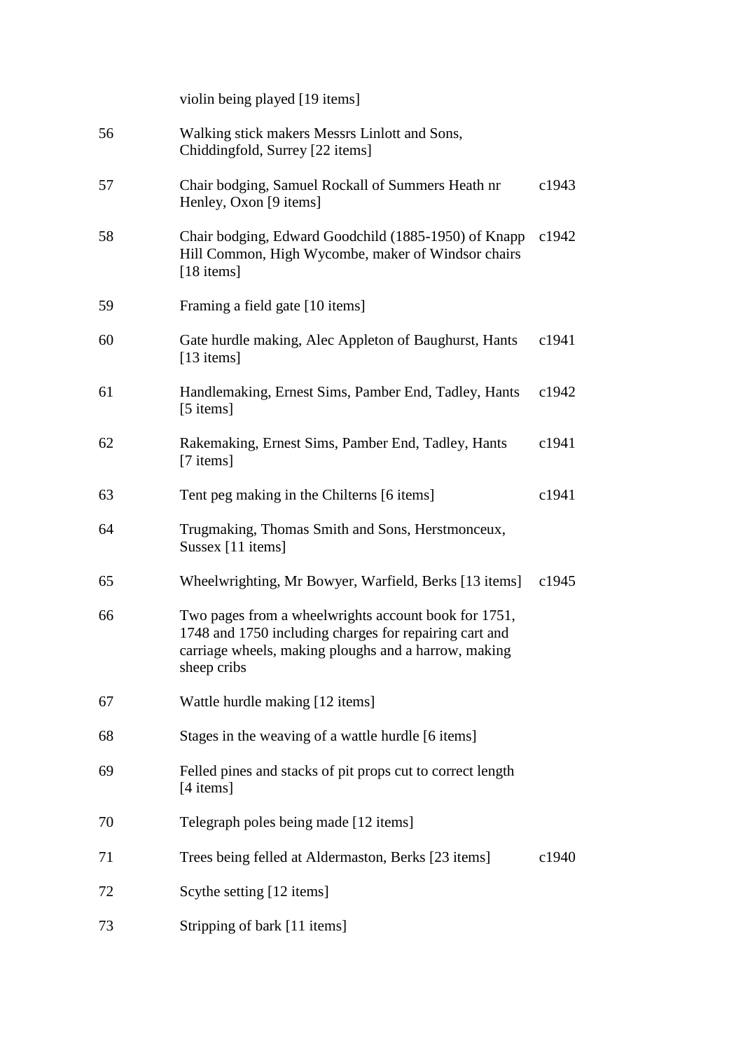| | | |
|---|---|---|
| | violin being played [19 items] | |
| 56 | Walking stick makers Messrs Linlott and Sons, Chiddingfold, Surrey [22 items] | |
| 57 | Chair bodging, Samuel Rockall of Summers Heath nr Henley, Oxon [9 items] | c1943 |
| 58 | Chair bodging, Edward Goodchild (1885-1950) of Knapp Hill Common, High Wycombe, maker of Windsor chairs [18 items] | c1942 |
| 59 | Framing a field gate [10 items] | |
| 60 | Gate hurdle making, Alec Appleton of Baughurst, Hants [13 items] | c1941 |
| 61 | Handlemaking, Ernest Sims, Pamber End, Tadley, Hants [5 items] | c1942 |
| 62 | Rakemaking, Ernest Sims, Pamber End, Tadley, Hants [7 items] | c1941 |
| 63 | Tent peg making in the Chilterns [6 items] | c1941 |
| 64 | Trugmaking, Thomas Smith and Sons, Herstmonceux, Sussex [11 items] | |
| 65 | Wheelwrighting, Mr Bowyer, Warfield, Berks [13 items] | c1945 |
| 66 | Two pages from a wheelwrights account book for 1751, 1748 and 1750 including charges for repairing cart and carriage wheels, making ploughs and a harrow, making sheep cribs | |
| 67 | Wattle hurdle making [12 items] | |
| 68 | Stages in the weaving of a wattle hurdle [6 items] | |
| 69 | Felled pines and stacks of pit props cut to correct length [4 items] | |
| 70 | Telegraph poles being made [12 items] | |
| 71 | Trees being felled at Aldermaston, Berks [23 items] | c1940 |
| 72 | Scythe setting [12 items] | |
| 73 | Stripping of bark [11 items] | |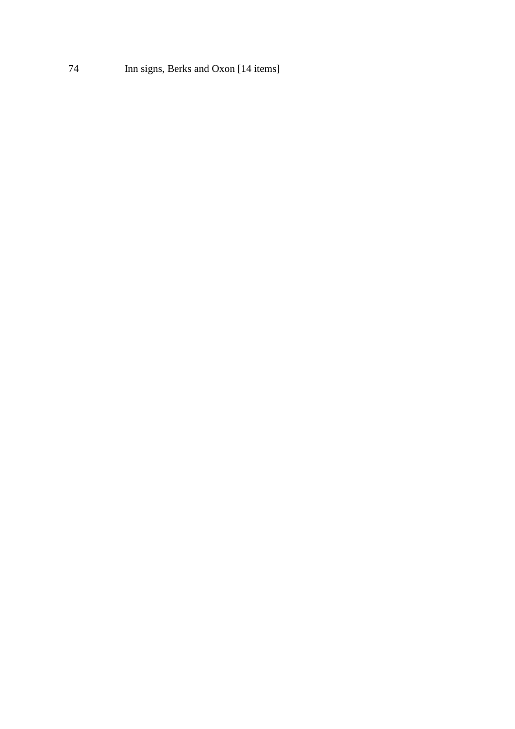74 Inn signs, Berks and Oxon [14 items]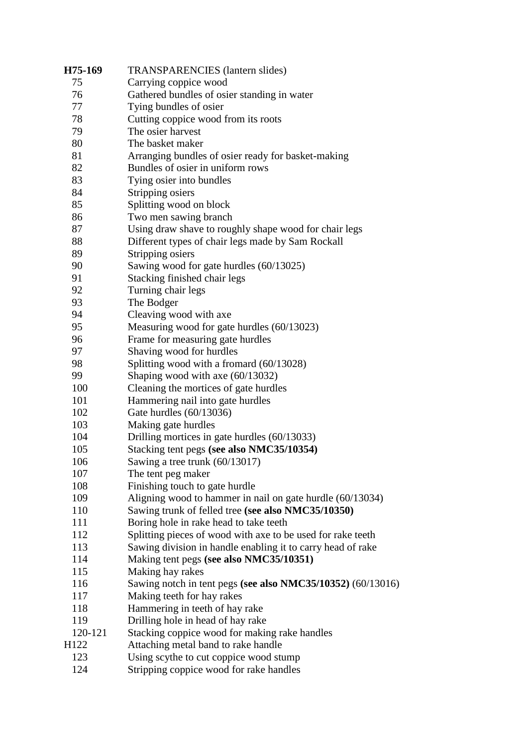| | |
|---|---|
| **H75-169** | TRANSPARENCIES (lantern slides) |
| 75 | Carrying coppice wood |
| 76 | Gathered bundles of osier standing in water |
| 77 | Tying bundles of osier |
| 78 | Cutting coppice wood from its roots |
| 79 | The osier harvest |
| 80 | The basket maker |
| 81 | Arranging bundles of osier ready for basket-making |
| 82 | Bundles of osier in uniform rows |
| 83 | Tying osier into bundles |
| 84 | Stripping osiers |
| 85 | Splitting wood on block |
| 86 | Two men sawing branch |
| 87 | Using draw shave to roughly shape wood for chair legs |
| 88 | Different types of chair legs made by Sam Rockall |
| 89 | Stripping osiers |
| 90 | Sawing wood for gate hurdles (60/13025) |
| 91 | Stacking finished chair legs |
| 92 | Turning chair legs |
| 93 | The Bodger |
| 94 | Cleaving wood with axe |
| 95 | Measuring wood for gate hurdles (60/13023) |
| 96 | Frame for measuring gate hurdles |
| 97 | Shaving wood for hurdles |
| 98 | Splitting wood with a fromard (60/13028) |
| 99 | Shaping wood with axe (60/13032) |
| 100 | Cleaning the mortices of gate hurdles |
| 101 | Hammering nail into gate hurdles |
| 102 | Gate hurdles (60/13036) |
| 103 | Making gate hurdles |
| 104 | Drilling mortices in gate hurdles (60/13033) |
| 105 | Stacking tent pegs **(see also NMC35/10354)** |
| 106 | Sawing a tree trunk (60/13017) |
| 107 | The tent peg maker |
| 108 | Finishing touch to gate hurdle |
| 109 | Aligning wood to hammer in nail on gate hurdle (60/13034) |
| 110 | Sawing trunk of felled tree **(see also NMC35/10350)** |
| 111 | Boring hole in rake head to take teeth |
| 112 | Splitting pieces of wood with axe to be used for rake teeth |
| 113 | Sawing division in handle enabling it to carry head of rake |
| 114 | Making tent pegs **(see also NMC35/10351)** |
| 115 | Making hay rakes |
| 116 | Sawing notch in tent pegs **(see also NMC35/10352)** (60/13016) |
| 117 | Making teeth for hay rakes |
| 118 | Hammering in teeth of hay rake |
| 119 | Drilling hole in head of hay rake |
| 120-121 | Stacking coppice wood for making rake handles |
| H122 | Attaching metal band to rake handle |
| 123 | Using scythe to cut coppice wood stump |
| 124 | Stripping coppice wood for rake handles |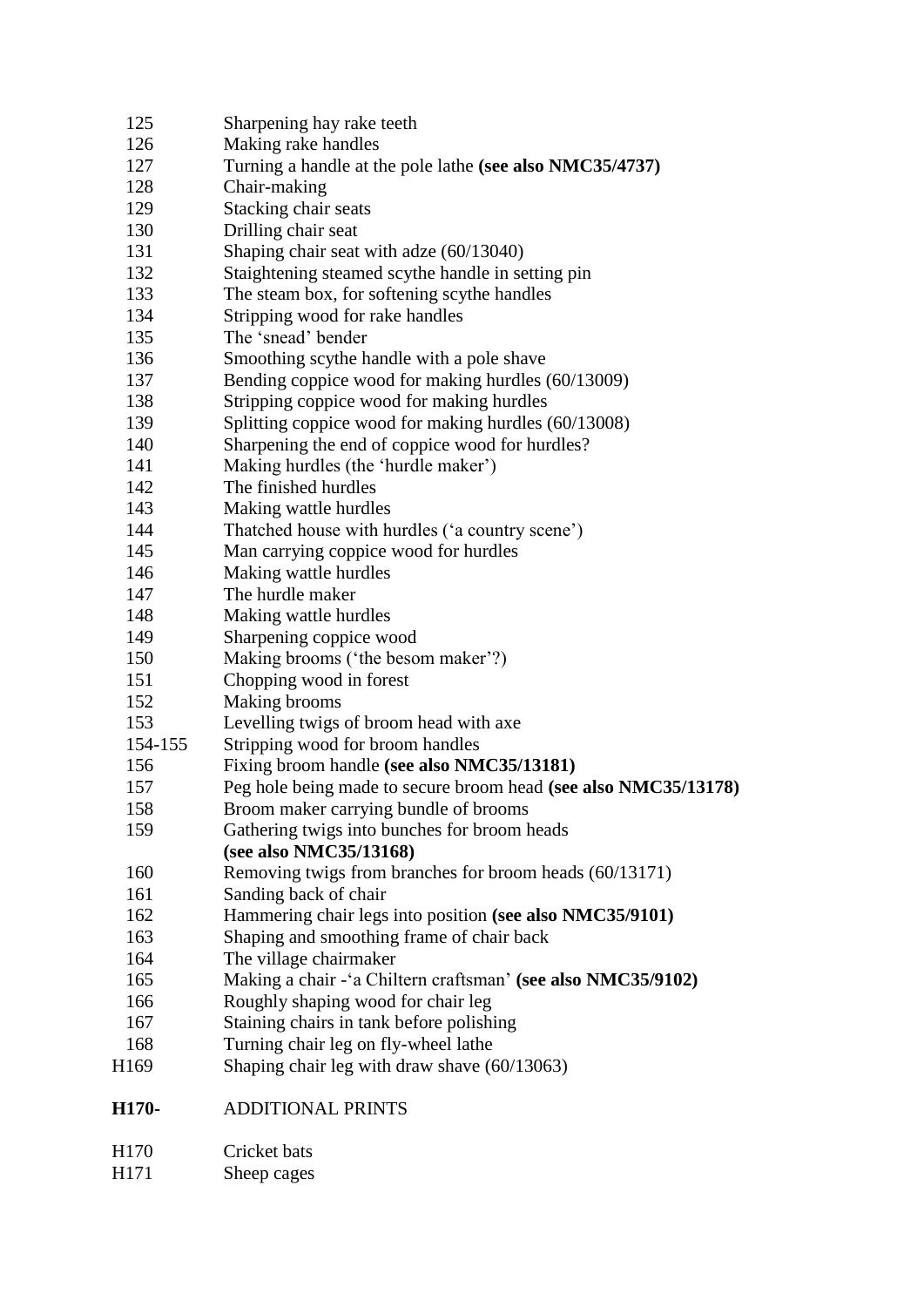| | |
|---|---|
| 125 | Sharpening hay rake teeth |
| 126 | Making rake handles |
| 127 | Turning a handle at the pole lathe **(see also NMC35/4737)** |
| 128 | Chair-making |
| 129 | Stacking chair seats |
| 130 | Drilling chair seat |
| 131 | Shaping chair seat with adze (60/13040) |
| 132 | Staightening steamed scythe handle in setting pin |
| 133 | The steam box, for softening scythe handles |
| 134 | Stripping wood for rake handles |
| 135 | The 'snead' bender |
| 136 | Smoothing scythe handle with a pole shave |
| 137 | Bending coppice wood for making hurdles (60/13009) |
| 138 | Stripping coppice wood for making hurdles |
| 139 | Splitting coppice wood for making hurdles (60/13008) |
| 140 | Sharpening the end of coppice wood for hurdles? |
| 141 | Making hurdles (the 'hurdle maker') |
| 142 | The finished hurdles |
| 143 | Making wattle hurdles |
| 144 | Thatched house with hurdles ('a country scene') |
| 145 | Man carrying coppice wood for hurdles |
| 146 | Making wattle hurdles |
| 147 | The hurdle maker |
| 148 | Making wattle hurdles |
| 149 | Sharpening coppice wood |
| 150 | Making brooms ('the besom maker'?) |
| 151 | Chopping wood in forest |
| 152 | Making brooms |
| 153 | Levelling twigs of broom head with axe |
| 154-155 | Stripping wood for broom handles |
| 156 | Fixing broom handle **(see also NMC35/13181)** |
| 157 | Peg hole being made to secure broom head **(see also NMC35/13178)** |
| 158 | Broom maker carrying bundle of brooms |
| 159 | Gathering twigs into bunches for broom heads **(see also NMC35/13168)** |
| 160 | Removing twigs from branches for broom heads (60/13171) |
| 161 | Sanding back of chair |
| 162 | Hammering chair legs into position **(see also NMC35/9101)** |
| 163 | Shaping and smoothing frame of chair back |
| 164 | The village chairmaker |
| 165 | Making a chair -'a Chiltern craftsman' **(see also NMC35/9102)** |
| 166 | Roughly shaping wood for chair leg |
| 167 | Staining chairs in tank before polishing |
| 168 | Turning chair leg on fly-wheel lathe |
| H169 | Shaping chair leg with draw shave (60/13063) |

**H170-** ADDITIONAL PRINTS

| | |
|---|---|
| H170 | Cricket bats |
| H171 | Sheep cages |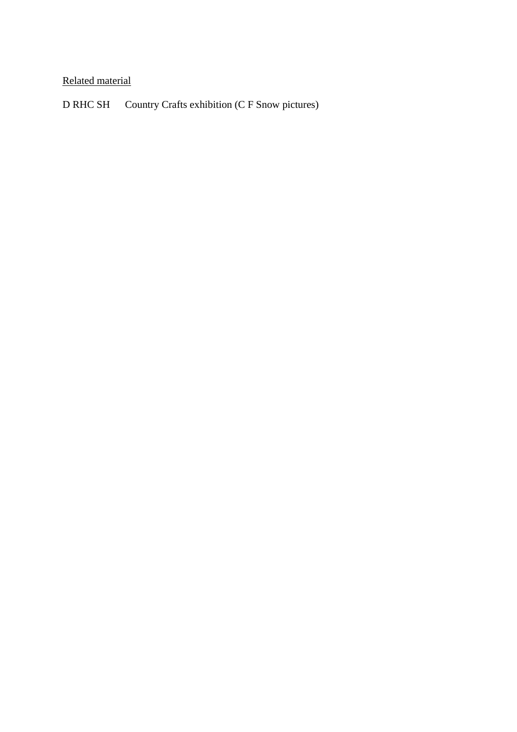Related material

D RHC SH Country Crafts exhibition (C F Snow pictures)